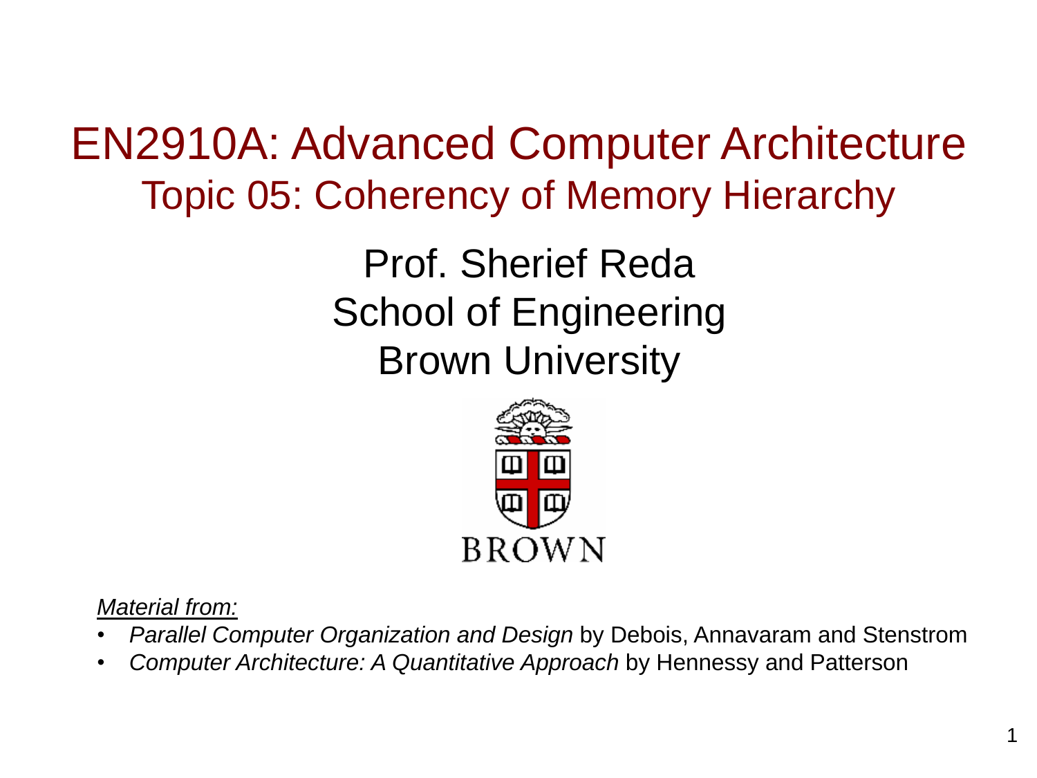# EN2910A: Advanced Computer Architecture

## Topic 05: Coherency of Memory Hierarchy

Prof. Sherief Reda
School of Engineering
Brown University

BROWN

*Material from:*

- *Parallel Computer Organization and Design* by Debois, Annavaram and Stenstrom
- *Computer Architecture: A Quantitative Approach* by Hennessy and Patterson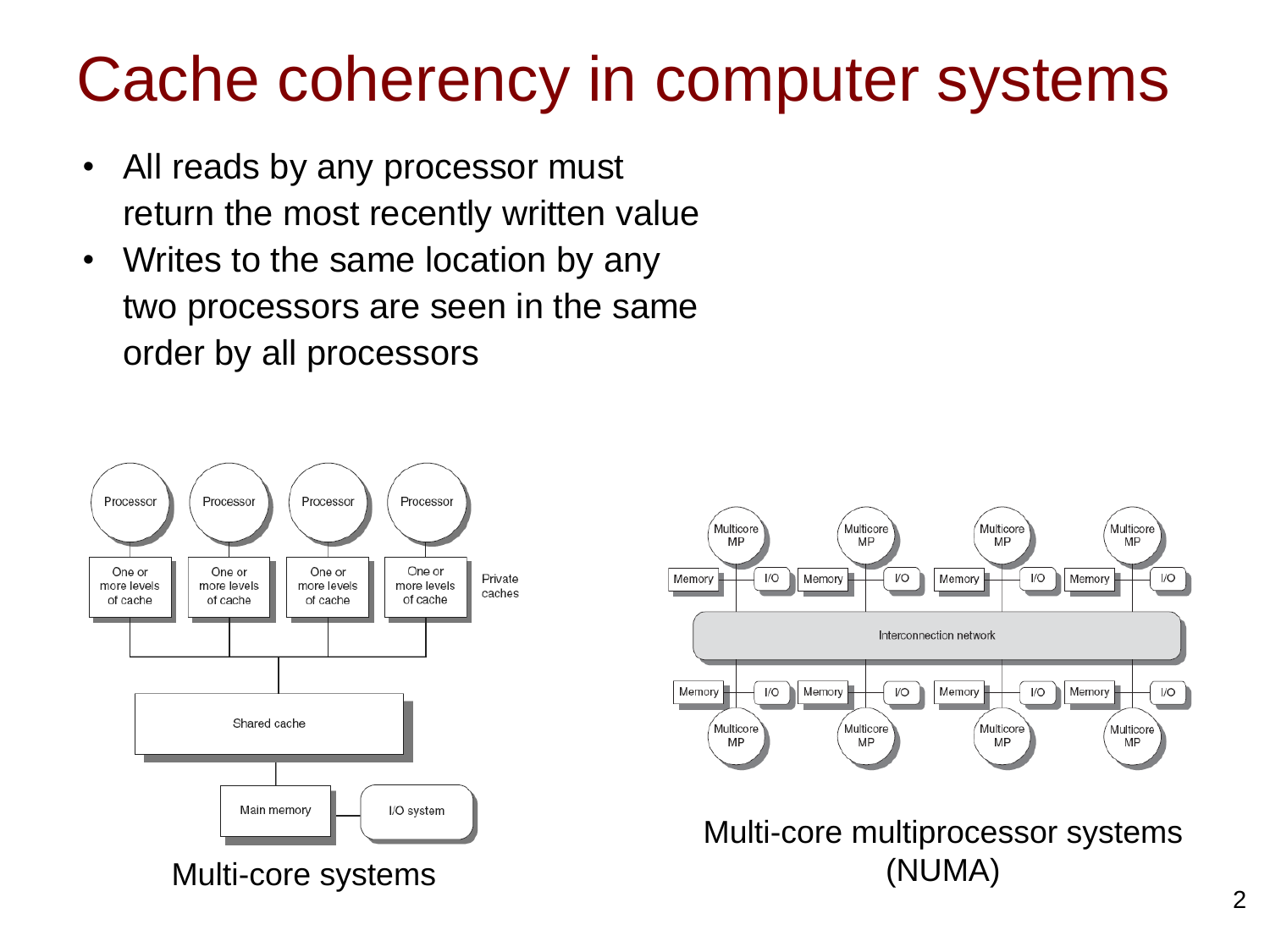# Cache coherency in computer systems

- All reads by any processor must return the most recently written value
- Writes to the same location by any two processors are seen in the same order by all processors

Multi-core systems

Multi-core multiprocessor systems (NUMA)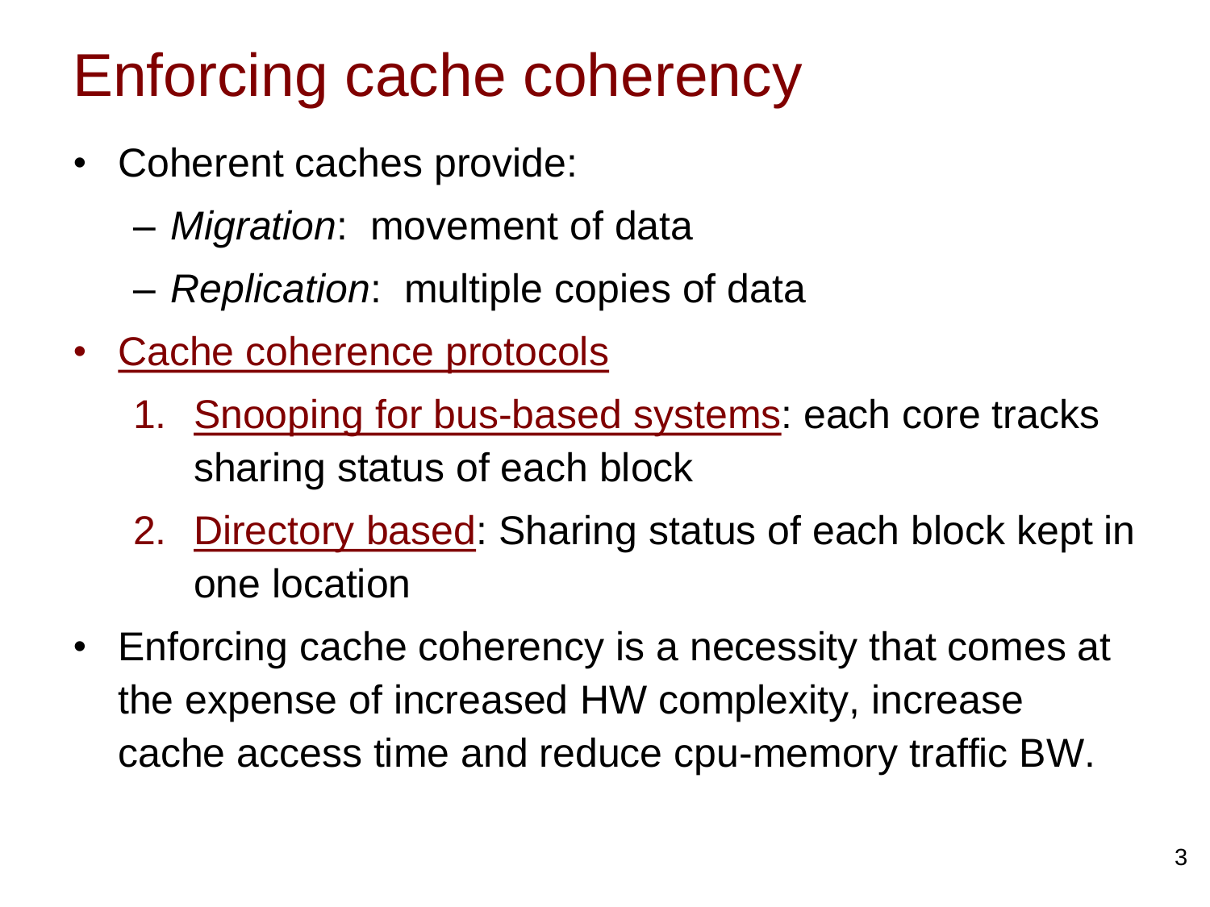# Enforcing cache coherency

- Coherent caches provide:
  - *Migration*: movement of data
  - *Replication*: multiple copies of data
- Cache coherence protocols
  1. Snooping for bus-based systems: each core tracks sharing status of each block
  2. Directory based: Sharing status of each block kept in one location
- Enforcing cache coherency is a necessity that comes at the expense of increased HW complexity, increase cache access time and reduce cpu-memory traffic BW.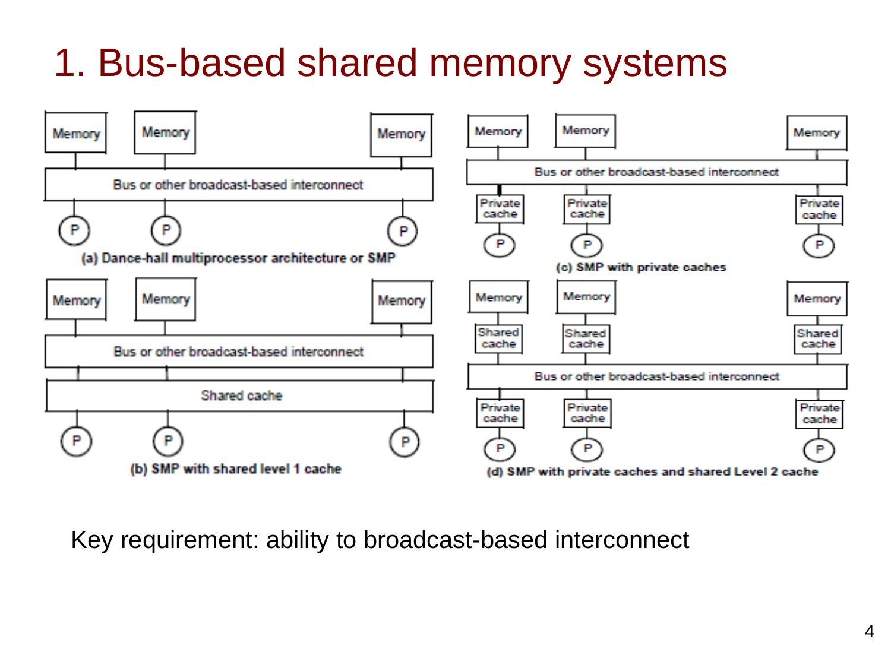# 1. Bus-based shared memory systems

(a) Dance-hall multiprocessor architecture or SMP

(b) SMP with shared level 1 cache

(c) SMP with private caches

(d) SMP with private caches and shared Level 2 cache

Key requirement: ability to broadcast-based interconnect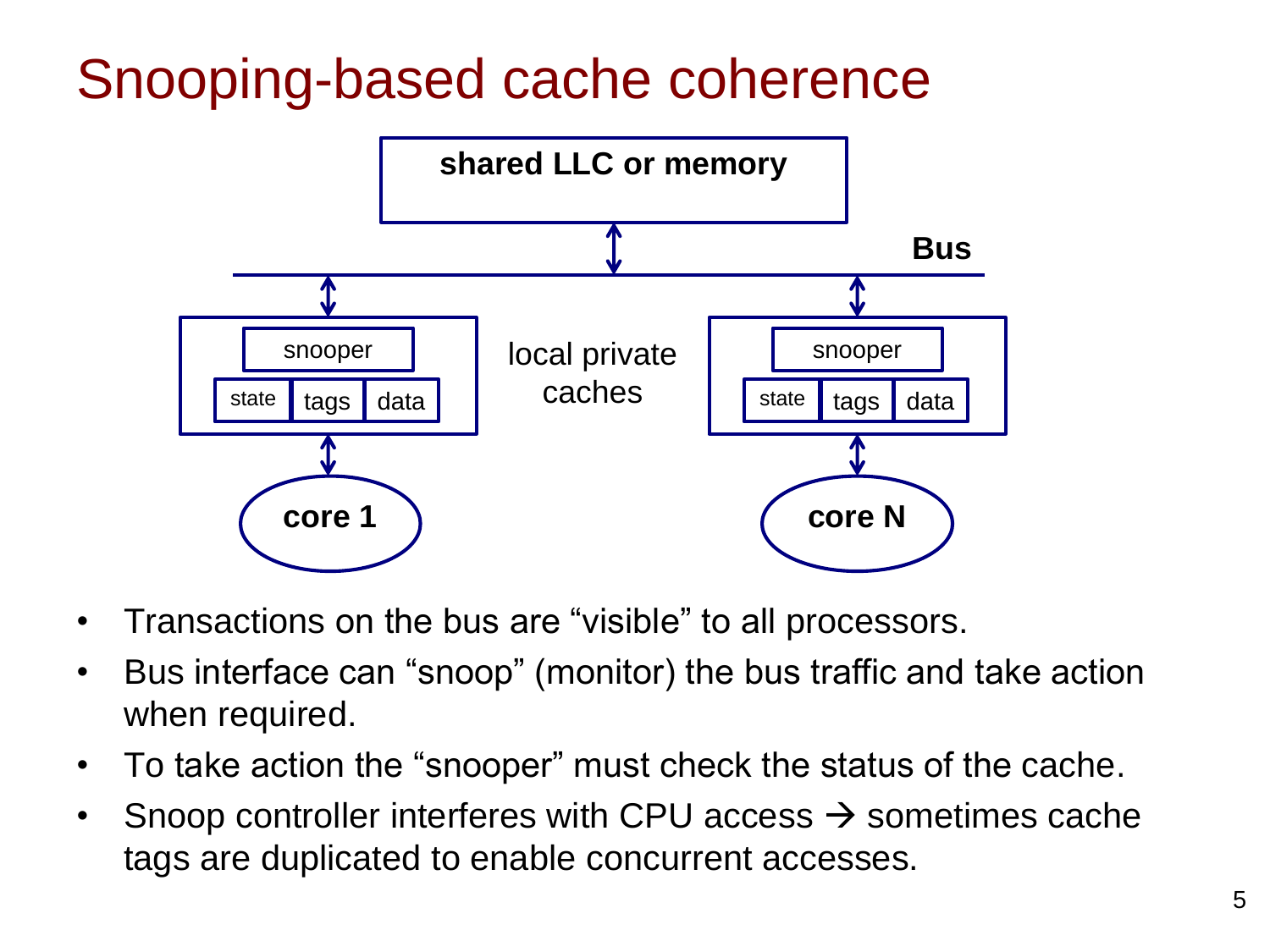# Snooping-based cache coherence

shared LLC or memory

Bus

snooper

state | tags | data

local private caches

snooper

state | tags | data

core 1

core N

- Transactions on the bus are "visible" to all processors.
- Bus interface can "snoop" (monitor) the bus traffic and take action when required.
- To take action the "snooper" must check the status of the cache.
- Snoop controller interferes with CPU access → sometimes cache tags are duplicated to enable concurrent accesses.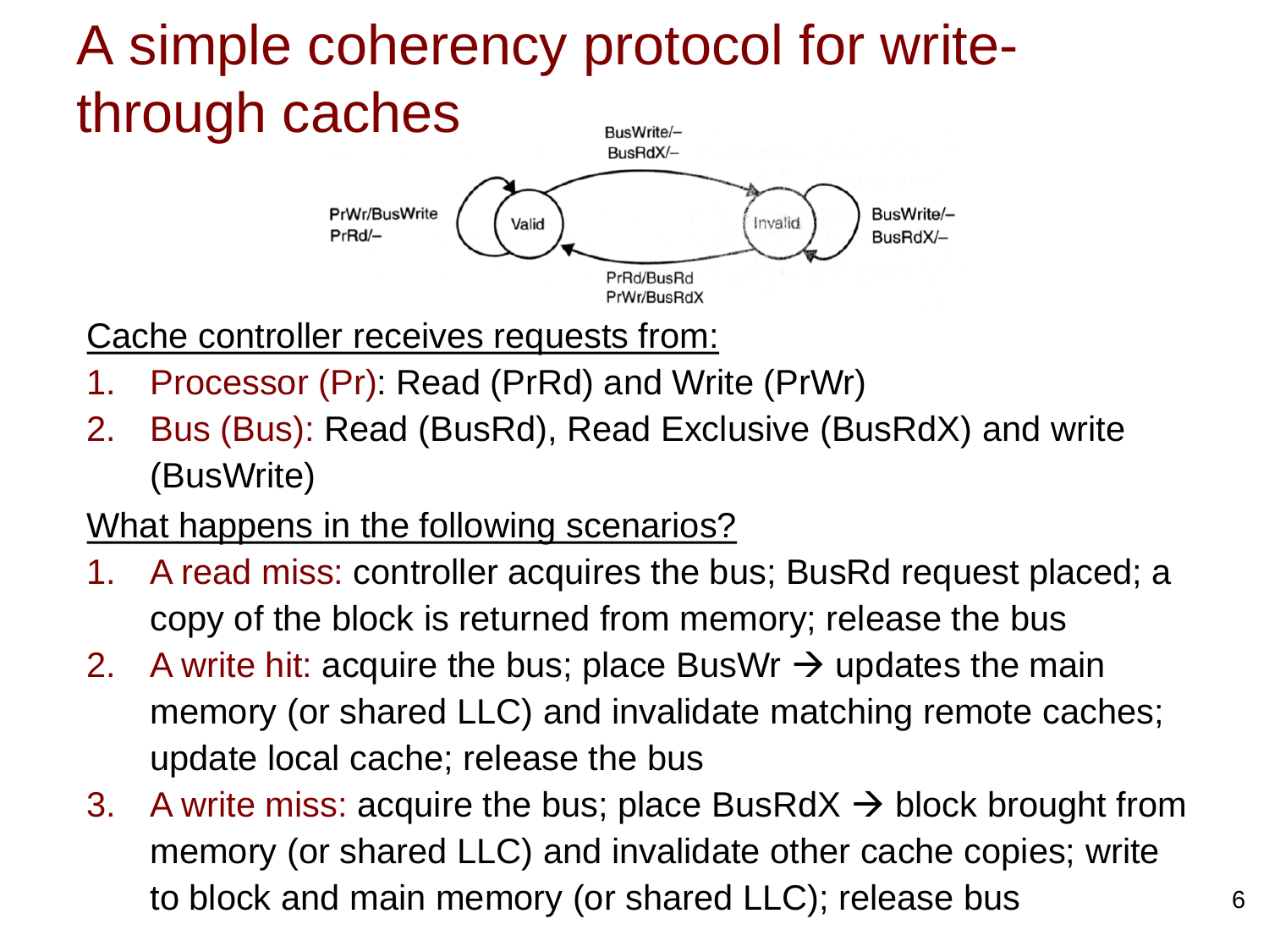# A simple coherency protocol for write-through caches

Cache controller receives requests from:

1. Processor (Pr): Read (PrRd) and Write (PrWr)
2. Bus (Bus): Read (BusRd), Read Exclusive (BusRdX) and write (BusWrite)

What happens in the following scenarios?

1. A read miss: controller acquires the bus; BusRd request placed; a copy of the block is returned from memory; release the bus
2. A write hit: acquire the bus; place BusWr → updates the main memory (or shared LLC) and invalidate matching remote caches; update local cache; release the bus
3. A write miss: acquire the bus; place BusRdX → block brought from memory (or shared LLC) and invalidate other cache copies; write to block and main memory (or shared LLC); release bus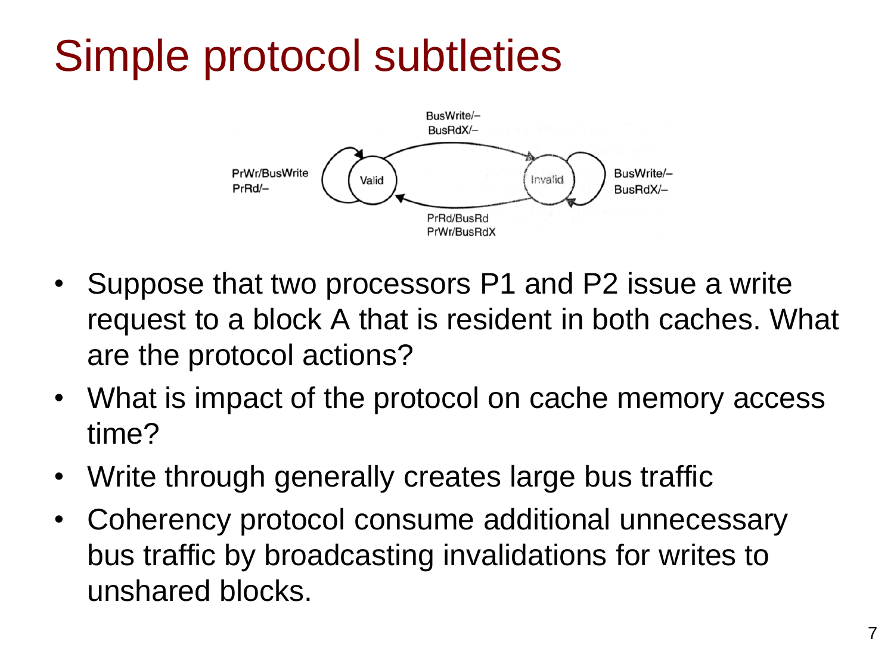# Simple protocol subtleties

- Suppose that two processors P1 and P2 issue a write request to a block A that is resident in both caches. What are the protocol actions?
- What is impact of the protocol on cache memory access time?
- Write through generally creates large bus traffic
- Coherency protocol consume additional unnecessary bus traffic by broadcasting invalidations for writes to unshared blocks.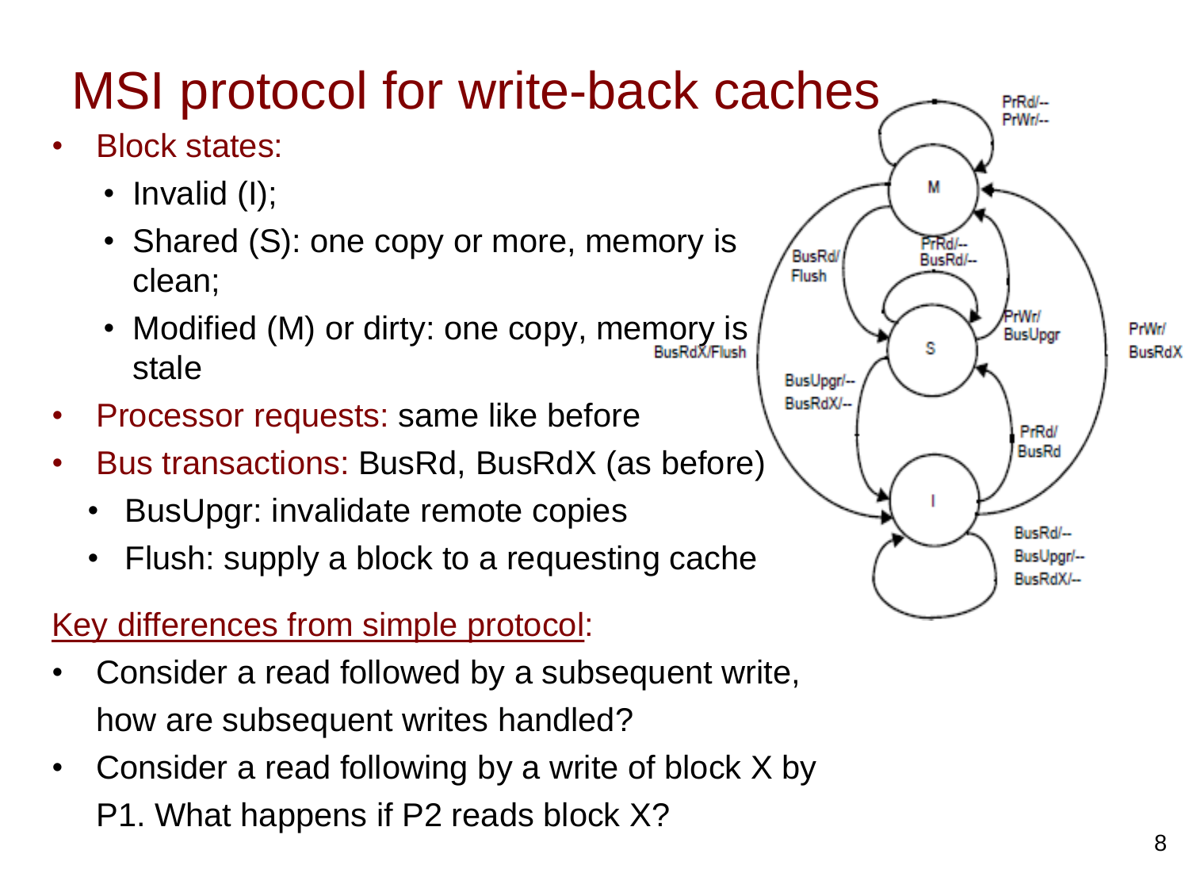# MSI protocol for write-back caches

- Block states:
  - Invalid (I);
  - Shared (S): one copy or more, memory is clean;
  - Modified (M) or dirty: one copy, memory is stale
- Processor requests: same like before
- Bus transactions: BusRd, BusRdX (as before)
  - BusUpgr: invalidate remote copies
  - Flush: supply a block to a requesting cache

Key differences from simple protocol:

- Consider a read followed by a subsequent write, how are subsequent writes handled?
- Consider a read following by a write of block X by P1. What happens if P2 reads block X?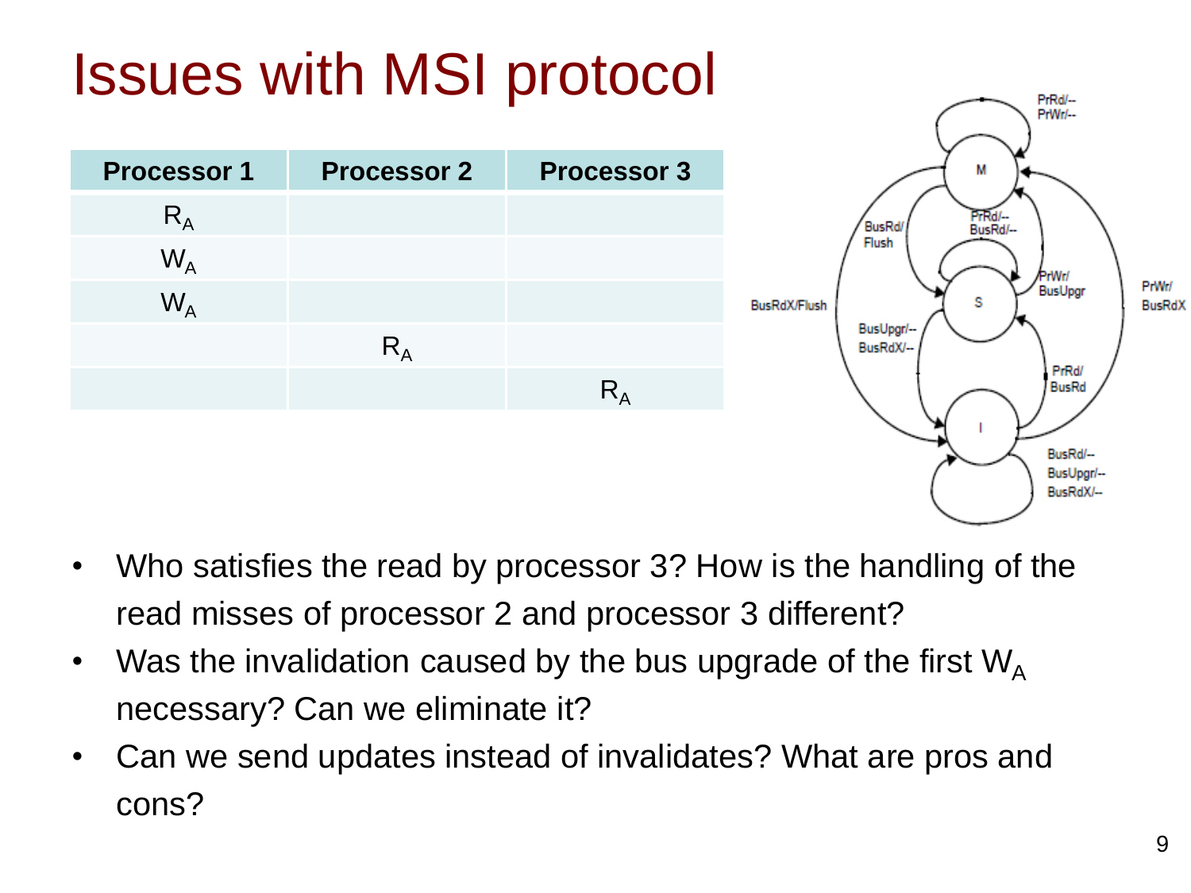# Issues with MSI protocol

| Processor 1 | Processor 2 | Processor 3 |
| --- | --- | --- |
| $R_A$ | | |
| $W_A$ | | |
| $W_A$ | | |
| | $R_A$ | |
| | | $R_A$ |

- Who satisfies the read by processor 3? How is the handling of the read misses of processor 2 and processor 3 different?
- Was the invalidation caused by the bus upgrade of the first $W_A$ necessary? Can we eliminate it?
- Can we send updates instead of invalidates? What are pros and cons?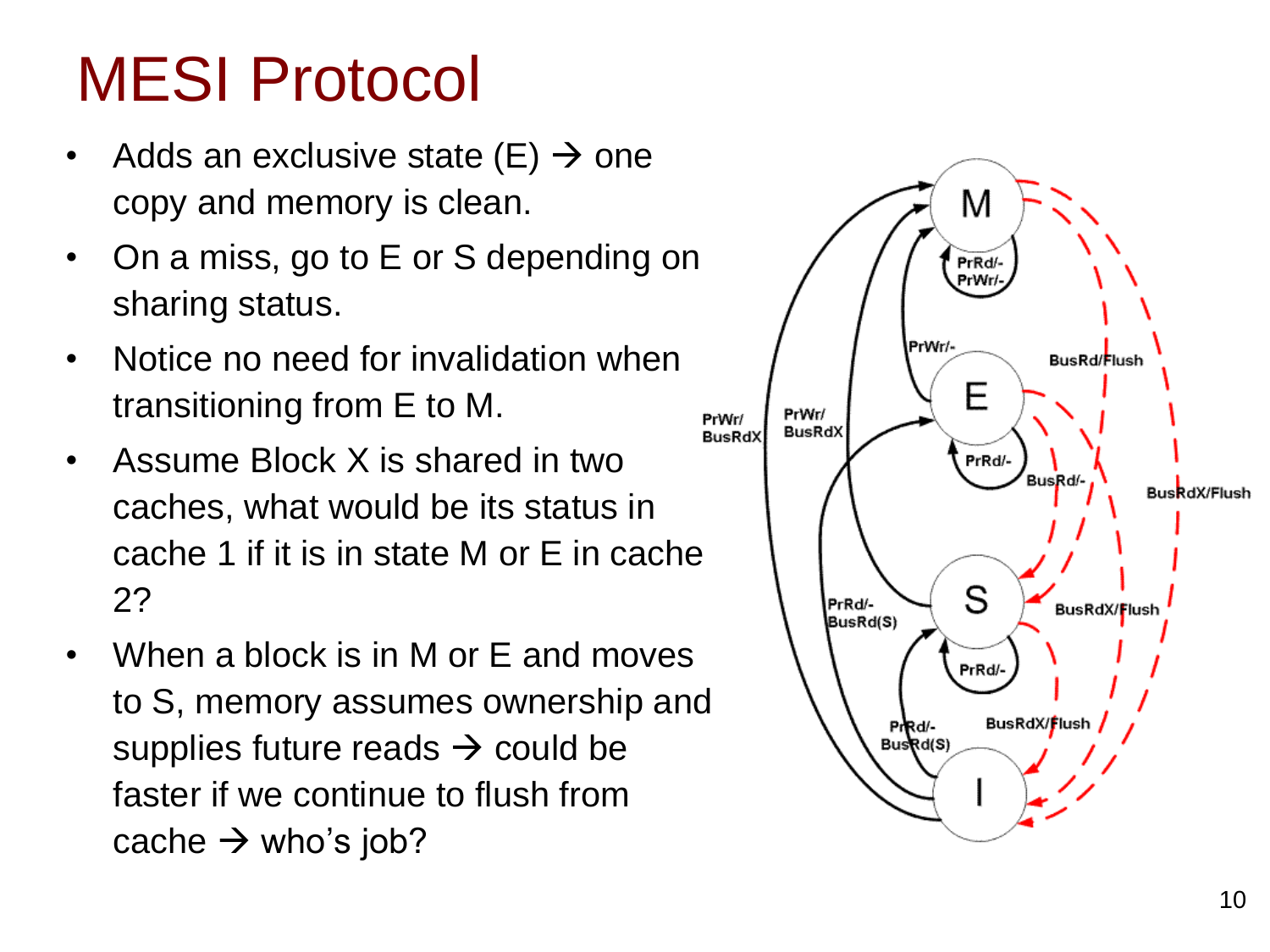# MESI Protocol

- Adds an exclusive state (E) → one copy and memory is clean.
- On a miss, go to E or S depending on sharing status.
- Notice no need for invalidation when transitioning from E to M.
- Assume Block X is shared in two caches, what would be its status in cache 1 if it is in state M or E in cache 2?
- When a block is in M or E and moves to S, memory assumes ownership and supplies future reads → could be faster if we continue to flush from cache → who's job?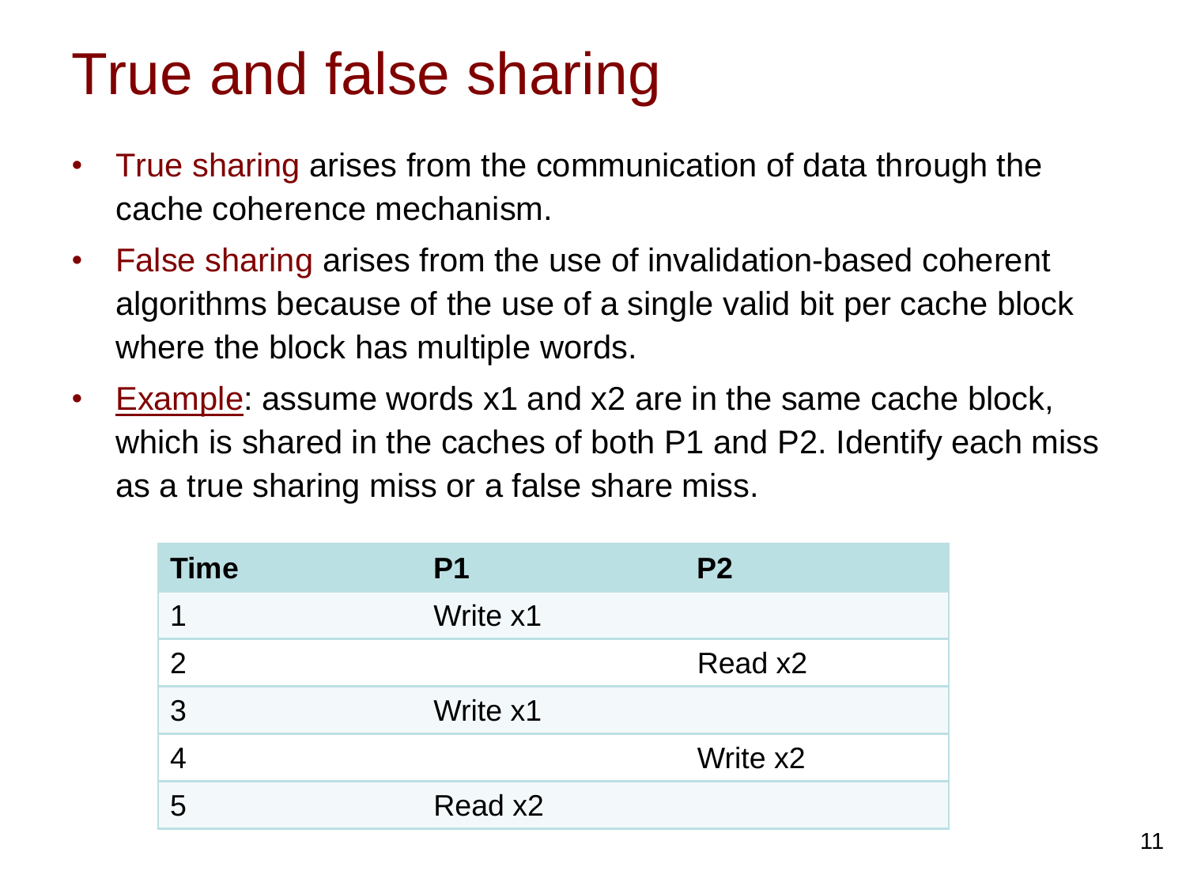# True and false sharing

- True sharing arises from the communication of data through the cache coherence mechanism.
- False sharing arises from the use of invalidation-based coherent algorithms because of the use of a single valid bit per cache block where the block has multiple words.
- Example: assume words x1 and x2 are in the same cache block, which is shared in the caches of both P1 and P2. Identify each miss as a true sharing miss or a false share miss.

| Time | P1 | P2 |
|---|---|---|
| 1 | Write x1 | |
| 2 | | Read x2 |
| 3 | Write x1 | |
| 4 | | Write x2 |
| 5 | Read x2 | |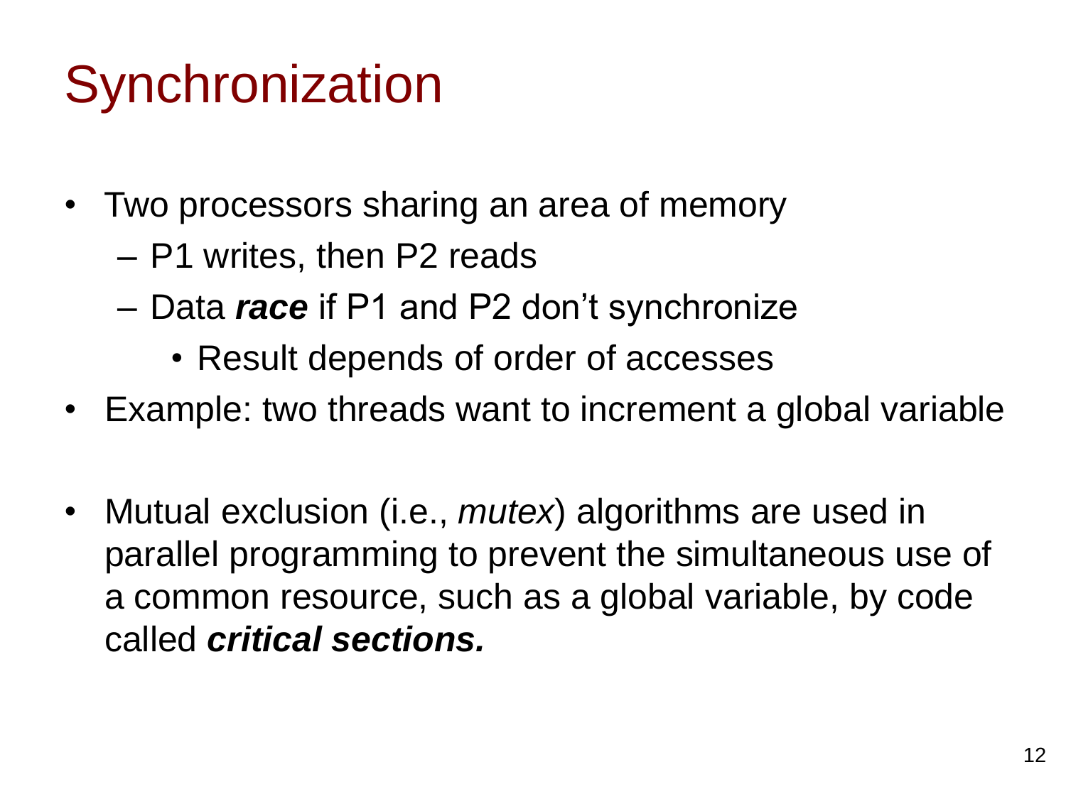# Synchronization

- Two processors sharing an area of memory
  - P1 writes, then P2 reads
  - Data ***race*** if P1 and P2 don’t synchronize
    - Result depends of order of accesses
- Example: two threads want to increment a global variable

- Mutual exclusion (i.e., *mutex*) algorithms are used in parallel programming to prevent the simultaneous use of a common resource, such as a global variable, by code called ***critical sections.***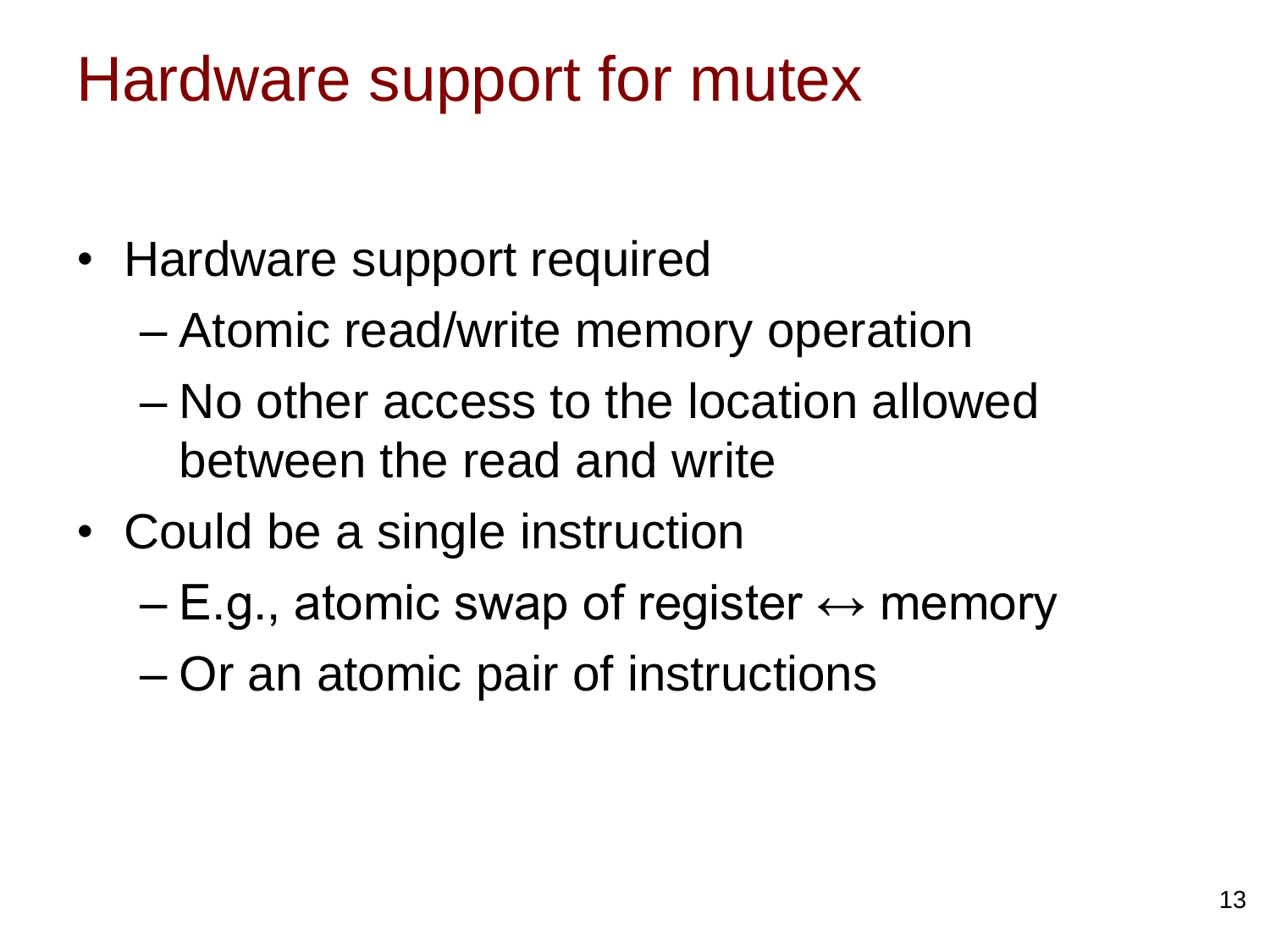# Hardware support for mutex

- Hardware support required
  - Atomic read/write memory operation
  - No other access to the location allowed between the read and write
- Could be a single instruction
  - E.g., atomic swap of register ↔ memory
  - Or an atomic pair of instructions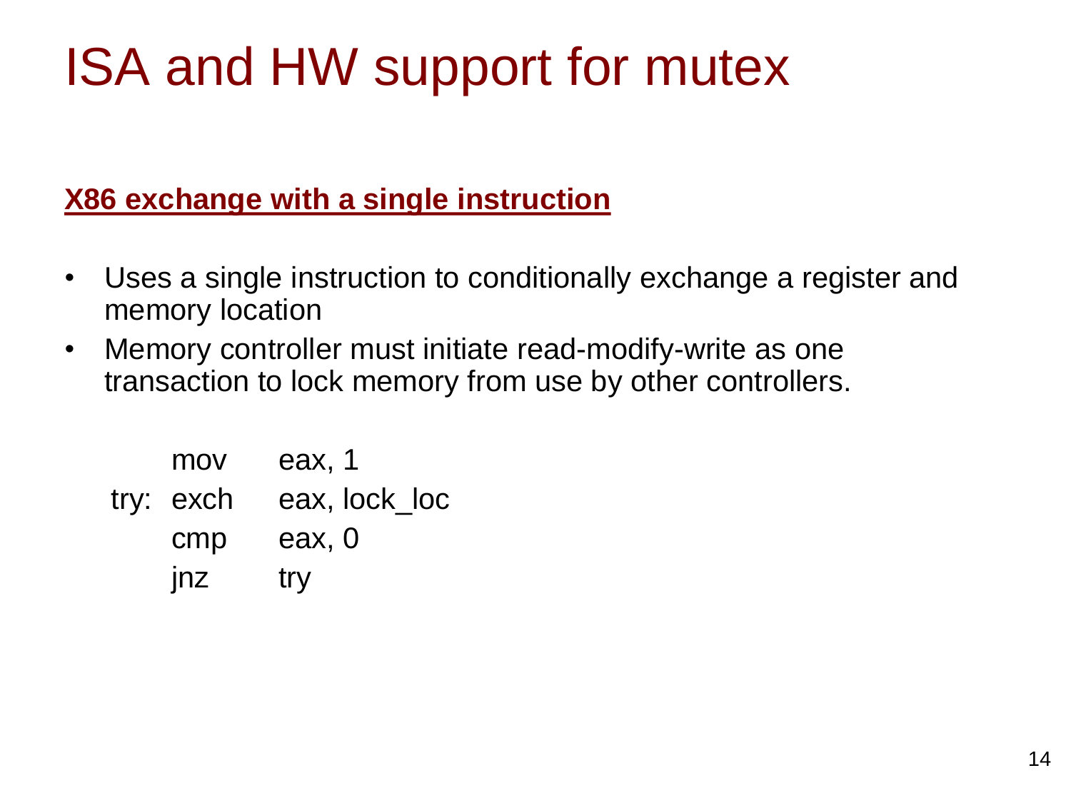# ISA and HW support for mutex

**X86 exchange with a single instruction**

- Uses a single instruction to conditionally exchange a register and memory location
- Memory controller must initiate read-modify-write as one transaction to lock memory from use by other controllers.

```
      mov   eax, 1
try:  exch  eax, lock_loc
      cmp   eax, 0
      jnz   try
```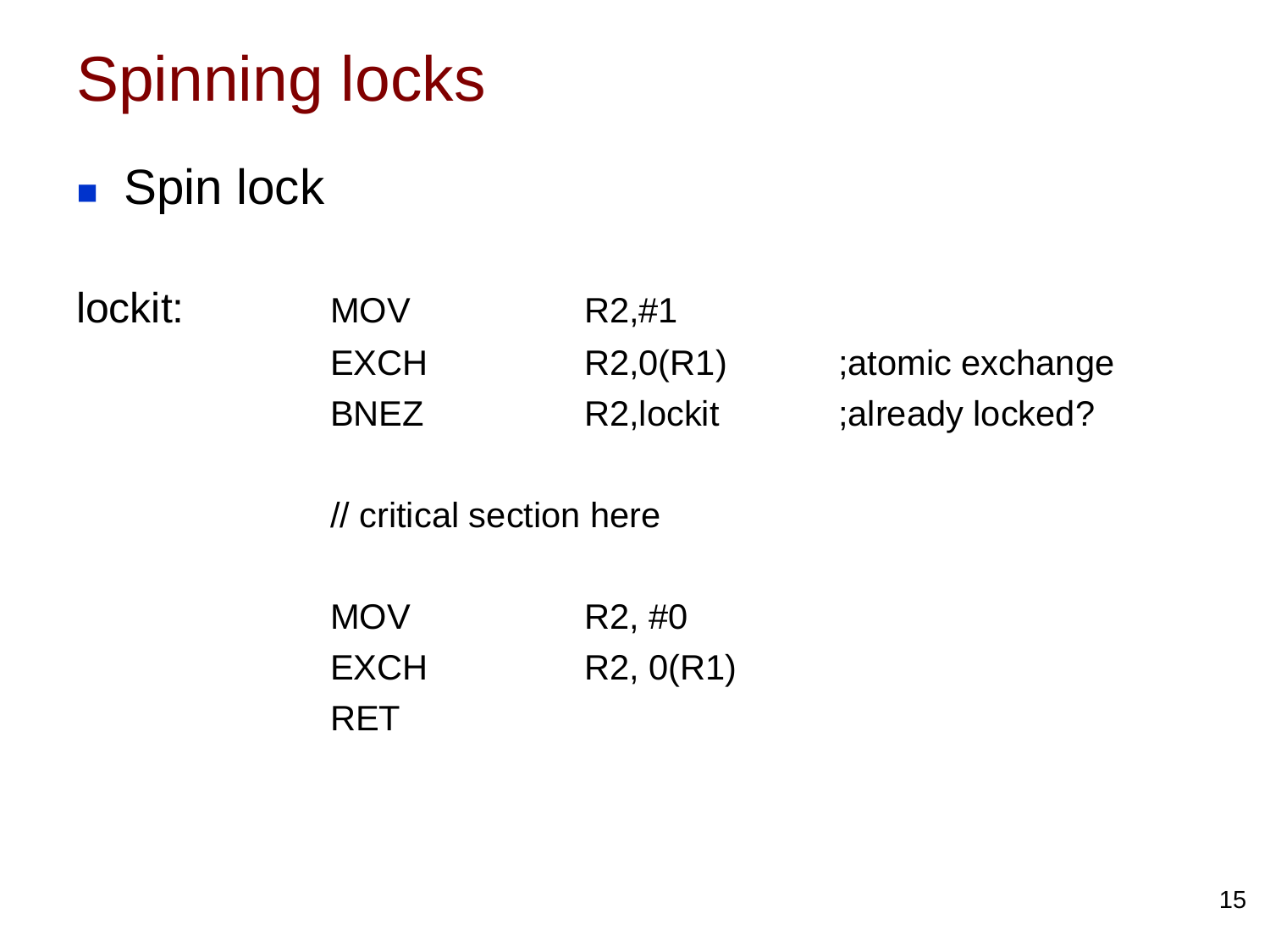# Spinning locks

- Spin lock

```
lockit:     MOV     R2,#1
            EXCH    R2,0(R1)     ;atomic exchange
            BNEZ    R2,lockit    ;already locked?

            // critical section here

            MOV     R2, #0
            EXCH    R2, 0(R1)
            RET
```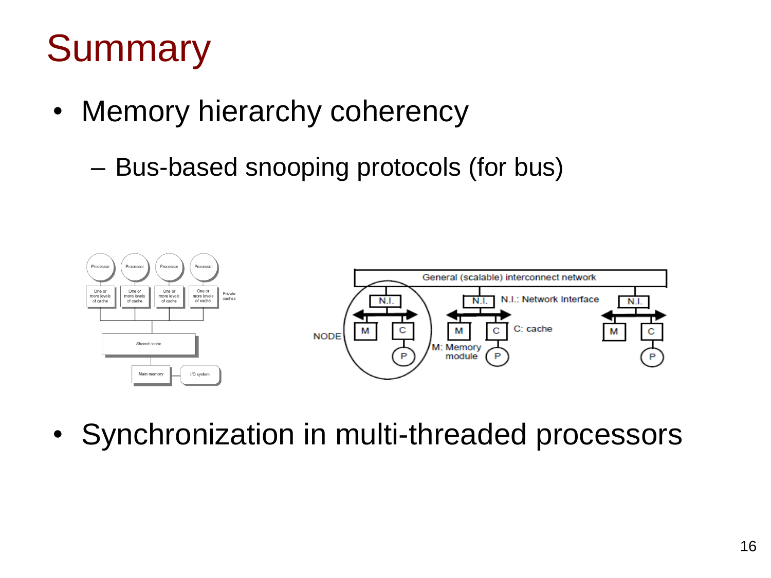# Summary

- Memory hierarchy coherency
  - Bus-based snooping protocols (for bus)

- Synchronization in multi-threaded processors